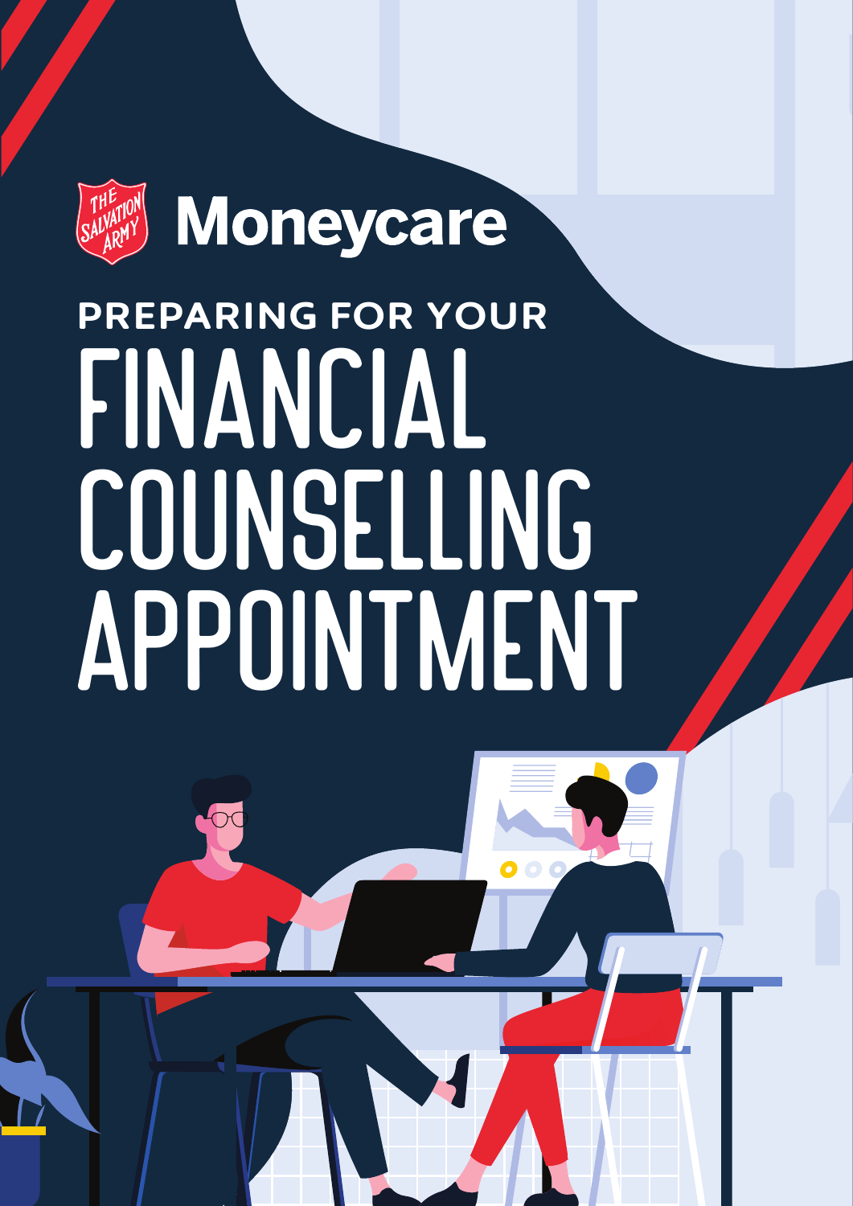THE SALVATION ARMY

# Moneycare

## PREPARING FOR YOUR

# FINANCIAL COUNSELLING APPOINTMENT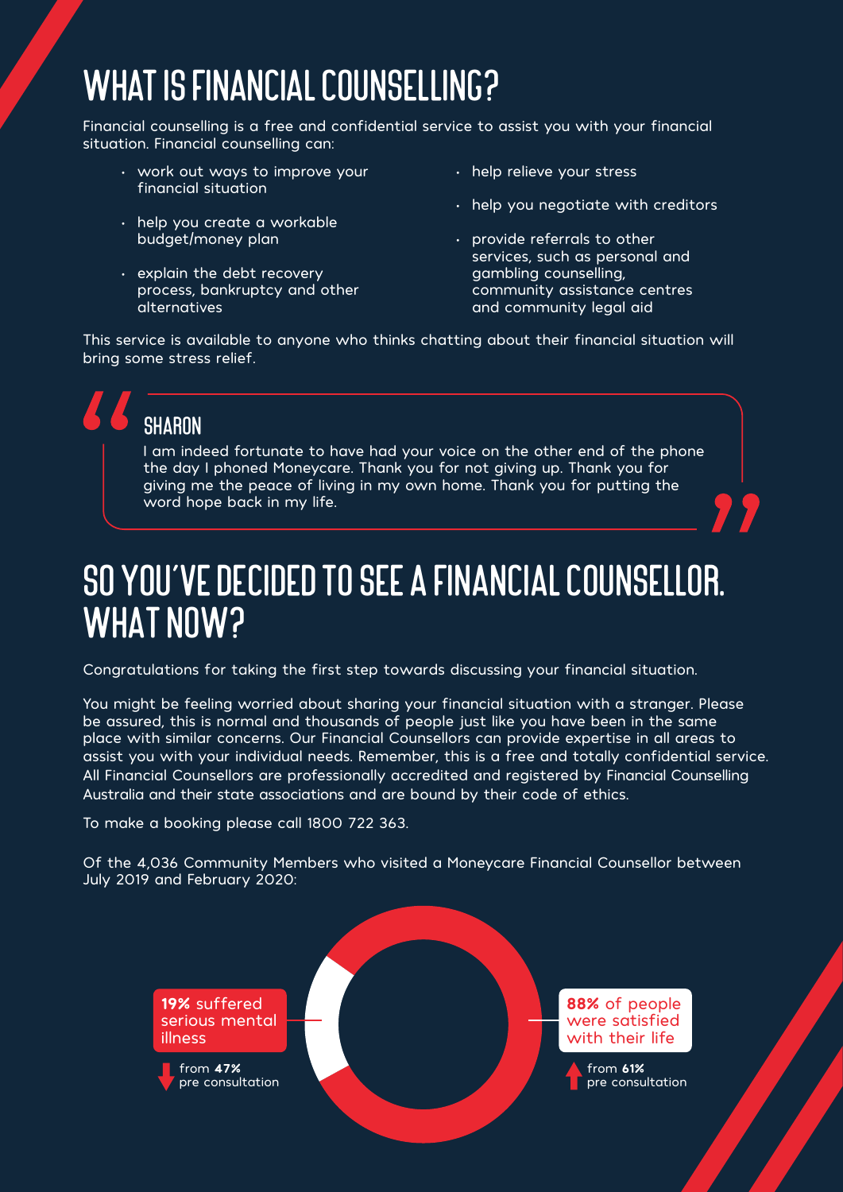# WHAT IS FINANCIAL COUNSELLING?

Financial counselling is a free and confidential service to assist you with your financial situation. Financial counselling can:

- work out ways to improve your financial situation
- help you create a workable budget/money plan
- explain the debt recovery process, bankruptcy and other alternatives
- help relieve your stress
- help you negotiate with creditors
- provide referrals to other services, such as personal and gambling counselling, community assistance centres and community legal aid

This service is available to anyone who thinks chatting about their financial situation will bring some stress relief.

> **SHARON**
>
> I am indeed fortunate to have had your voice on the other end of the phone the day I phoned Moneycare. Thank you for not giving up. Thank you for giving me the peace of living in my own home. Thank you for putting the word hope back in my life.

# SO YOU'VE DECIDED TO SEE A FINANCIAL COUNSELLOR. WHAT NOW?

Congratulations for taking the first step towards discussing your financial situation.

You might be feeling worried about sharing your financial situation with a stranger. Please be assured, this is normal and thousands of people just like you have been in the same place with similar concerns. Our Financial Counsellors can provide expertise in all areas to assist you with your individual needs. Remember, this is a free and totally confidential service. All Financial Counsellors are professionally accredited and registered by Financial Counselling Australia and their state associations and are bound by their code of ethics.

To make a booking please call 1800 722 363.

Of the 4,036 Community Members who visited a Moneycare Financial Counsellor between July 2019 and February 2020:

**19%** suffered serious mental illness

from **47%** pre consultation

**88%** of people were satisfied with their life

from **61%** pre consultation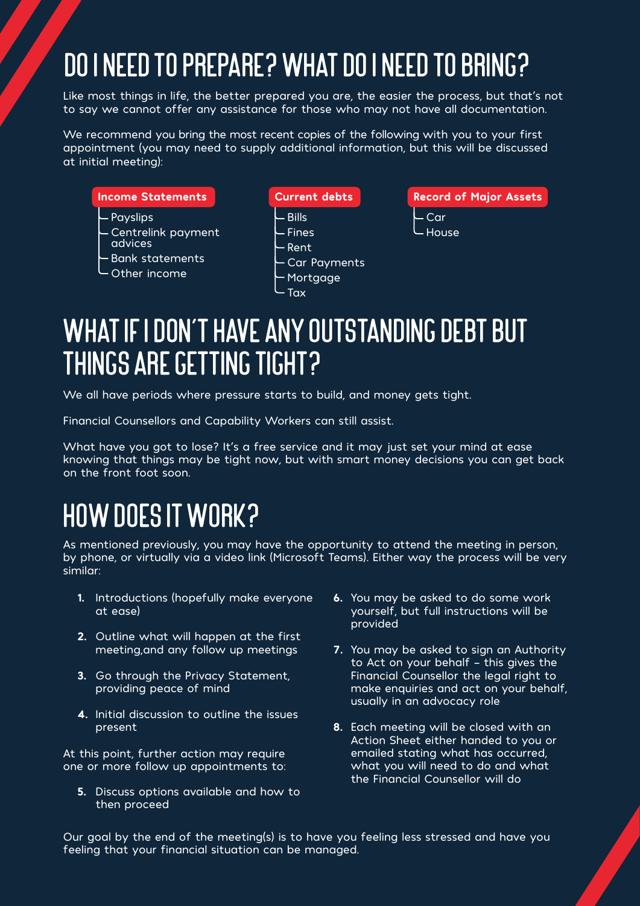# DO I NEED TO PREPARE? WHAT DO I NEED TO BRING?

Like most things in life, the better prepared you are, the easier the process, but that's not to say we cannot offer any assistance for those who may not have all documentation.

We recommend you bring the most recent copies of the following with you to your first appointment (you may need to supply additional information, but this will be discussed at initial meeting):

**Income Statements**

- Payslips
- Centrelink payment advices
- Bank statements
- Other income

**Current debts**

- Bills
- Fines
- Rent
- Car Payments
- Mortgage
- Tax

**Record of Major Assets**

- Car
- House

# WHAT IF I DON'T HAVE ANY OUTSTANDING DEBT BUT THINGS ARE GETTING TIGHT?

We all have periods where pressure starts to build, and money gets tight.

Financial Counsellors and Capability Workers can still assist.

What have you got to lose? It's a free service and it may just set your mind at ease knowing that things may be tight now, but with smart money decisions you can get back on the front foot soon.

# HOW DOES IT WORK?

As mentioned previously, you may have the opportunity to attend the meeting in person, by phone, or virtually via a video link (Microsoft Teams). Either way the process will be very similar:

1. Introductions (hopefully make everyone at ease)
2. Outline what will happen at the first meeting,and any follow up meetings
3. Go through the Privacy Statement, providing peace of mind
4. Initial discussion to outline the issues present

At this point, further action may require one or more follow up appointments to:

5. Discuss options available and how to then proceed
6. You may be asked to do some work yourself, but full instructions will be provided
7. You may be asked to sign an Authority to Act on your behalf – this gives the Financial Counsellor the legal right to make enquiries and act on your behalf, usually in an advocacy role
8. Each meeting will be closed with an Action Sheet either handed to you or emailed stating what has occurred, what you will need to do and what the Financial Counsellor will do

Our goal by the end of the meeting(s) is to have you feeling less stressed and have you feeling that your financial situation can be managed.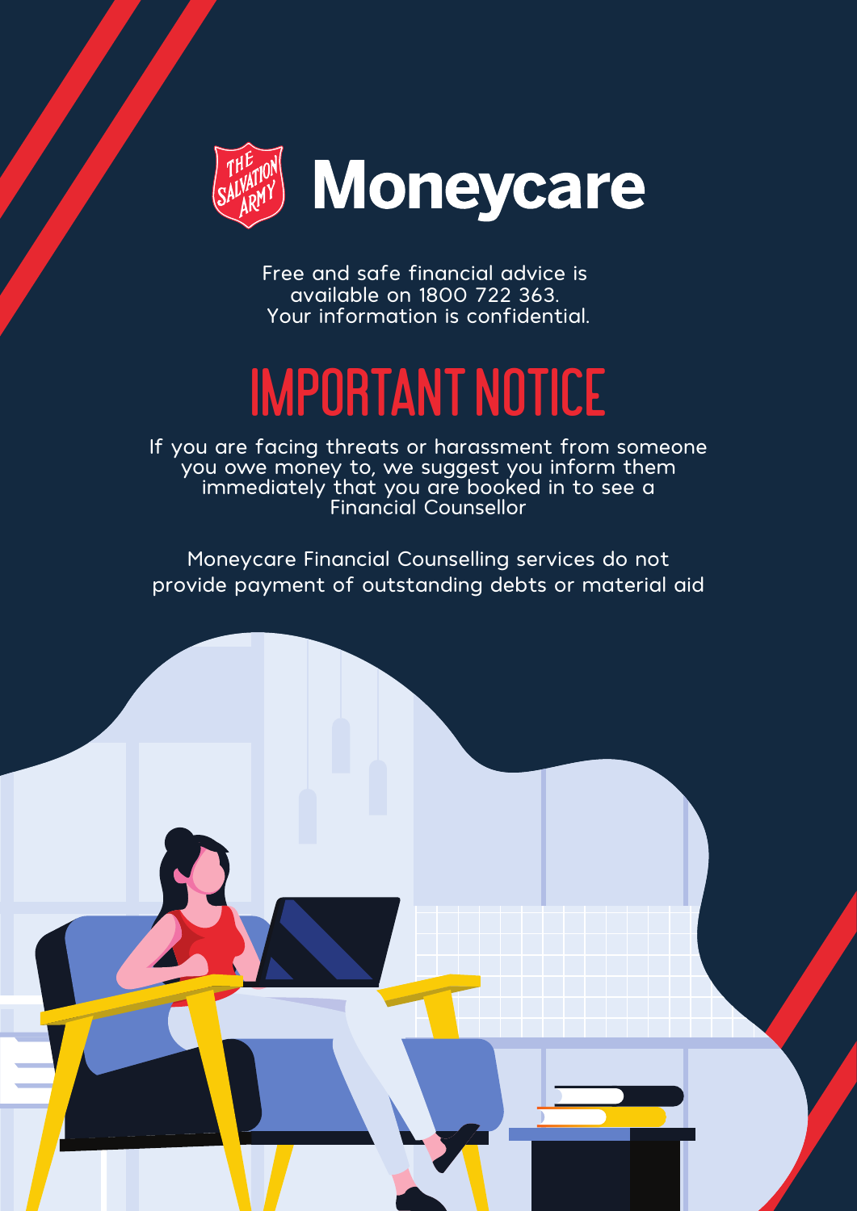THE SALVATION ARMY **Moneycare**

Free and safe financial advice is available on 1800 722 363.
Your information is confidential.

# IMPORTANT NOTICE

If you are facing threats or harassment from someone you owe money to, we suggest you inform them immediately that you are booked in to see a Financial Counsellor

Moneycare Financial Counselling services do not provide payment of outstanding debts or material aid